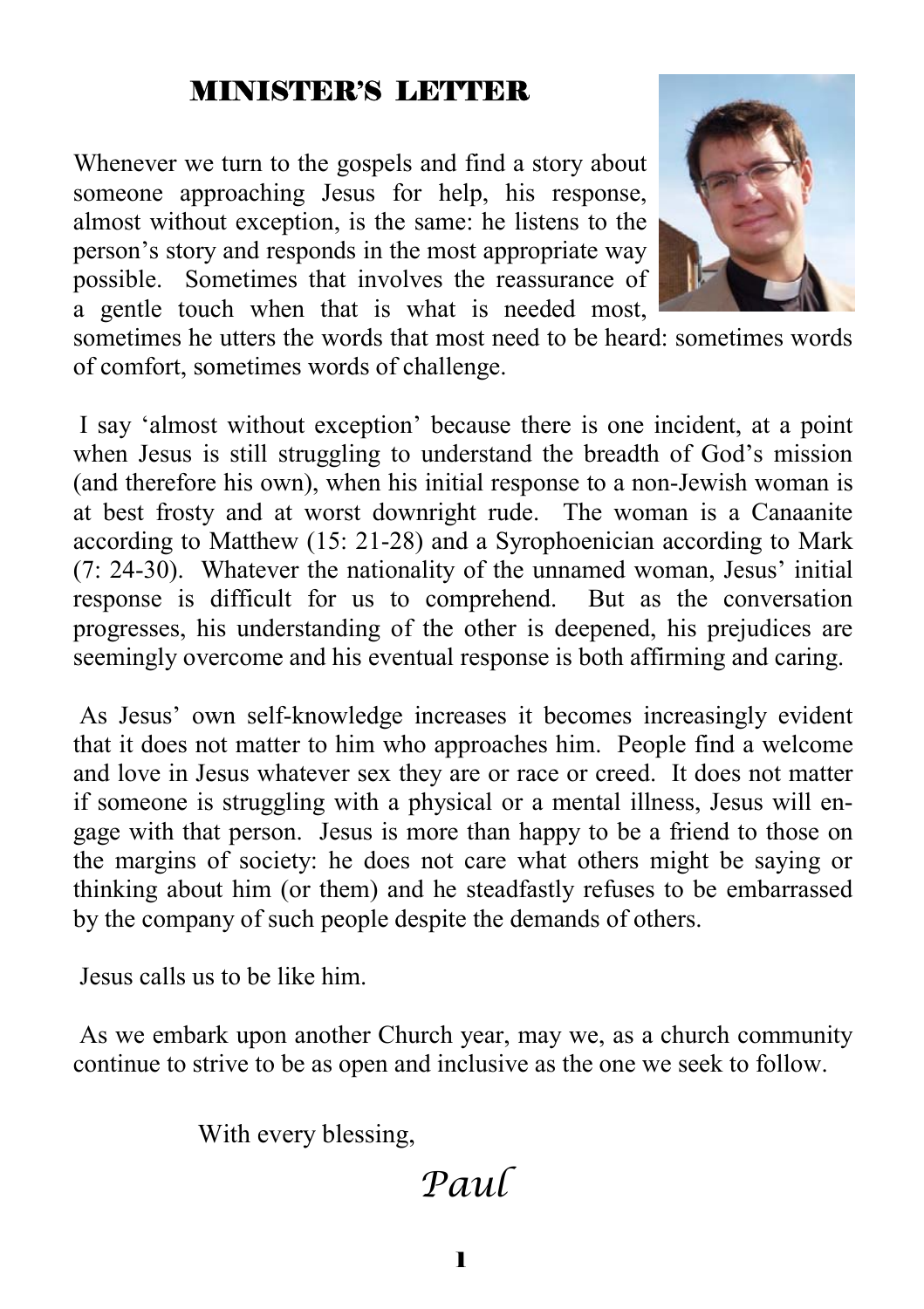## MINISTER'S LETTER

Whenever we turn to the gospels and find a story about someone approaching Jesus for help, his response, almost without exception, is the same: he listens to the person's story and responds in the most appropriate way possible. Sometimes that involves the reassurance of a gentle touch when that is what is needed most, sometimes he utters the words that most need to be heard: sometimes words of comfort, sometimes words of challenge.

I say 'almost without exception' because there is one incident, at a point when Jesus is still struggling to understand the breadth of God's mission (and therefore his own), when his initial response to a non-Jewish woman is at best frosty and at worst downright rude. The woman is a Canaanite according to Matthew (15: 21-28) and a Syrophoenician according to Mark (7: 24-30). Whatever the nationality of the unnamed woman, Jesus' initial response is difficult for us to comprehend. But as the conversation progresses, his understanding of the other is deepened, his prejudices are seemingly overcome and his eventual response is both affirming and caring.

As Jesus' own self-knowledge increases it becomes increasingly evident that it does not matter to him who approaches him. People find a welcome and love in Jesus whatever sex they are or race or creed. It does not matter if someone is struggling with a physical or a mental illness, Jesus will engage with that person. Jesus is more than happy to be a friend to those on the margins of society: he does not care what others might be saying or thinking about him (or them) and he steadfastly refuses to be embarrassed by the company of such people despite the demands of others.

Jesus calls us to be like him.

As we embark upon another Church year, may we, as a church community continue to strive to be as open and inclusive as the one we seek to follow.

With every blessing,

*Paul*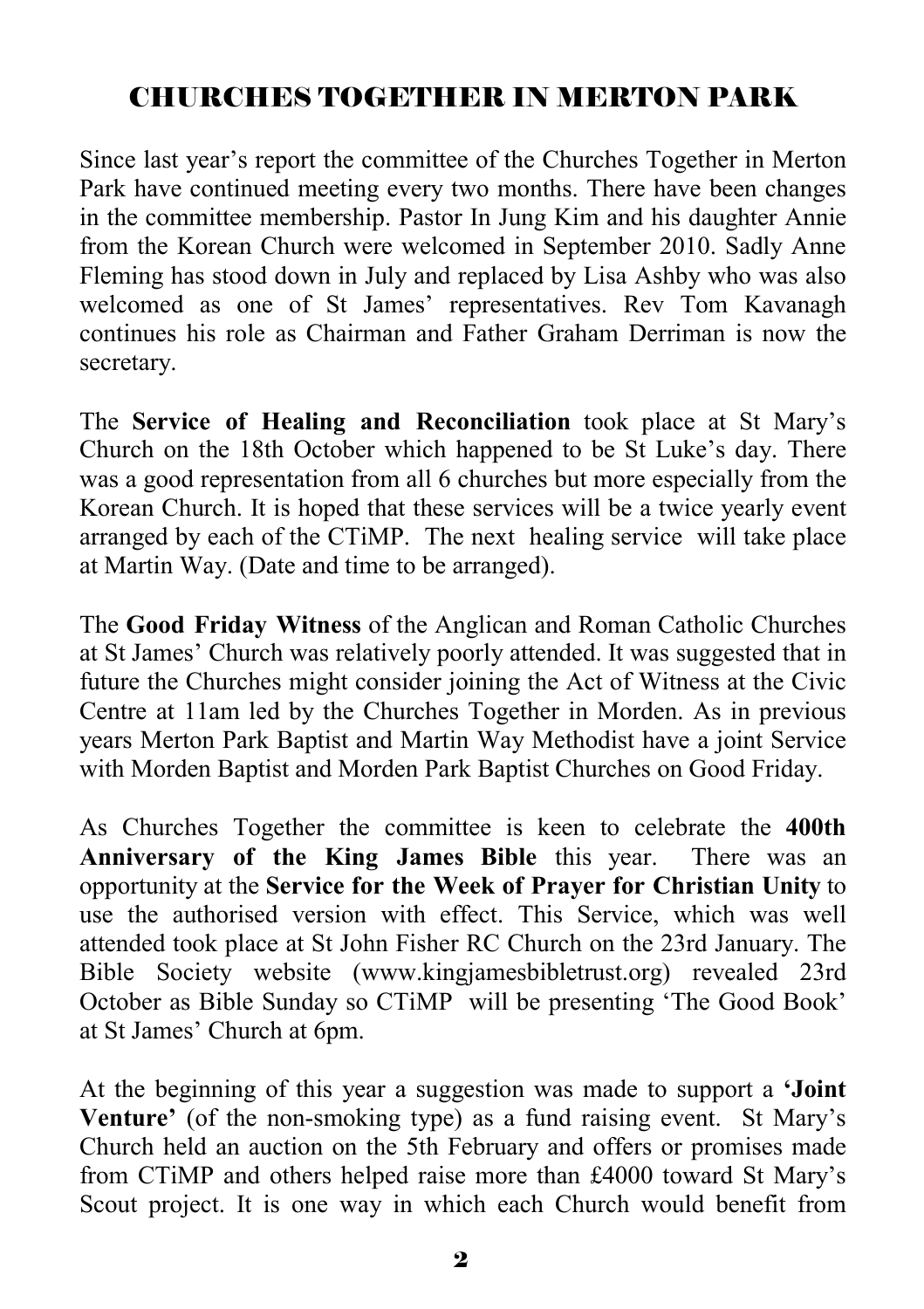# CHURCHES TOGETHER IN MERTON PARK

Since last year's report the committee of the Churches Together in Merton Park have continued meeting every two months. There have been changes in the committee membership. Pastor In Jung Kim and his daughter Annie from the Korean Church were welcomed in September 2010. Sadly Anne Fleming has stood down in July and replaced by Lisa Ashby who was also welcomed as one of St James' representatives. Rev Tom Kavanagh continues his role as Chairman and Father Graham Derriman is now the secretary.

The **Service of Healing and Reconciliation** took place at St Mary's Church on the 18th October which happened to be St Luke's day. There was a good representation from all 6 churches but more especially from the Korean Church. It is hoped that these services will be a twice yearly event arranged by each of the CTiMP. The next healing service will take place at Martin Way. (Date and time to be arranged).

The **Good Friday Witness** of the Anglican and Roman Catholic Churches at St James' Church was relatively poorly attended. It was suggested that in future the Churches might consider joining the Act of Witness at the Civic Centre at 11am led by the Churches Together in Morden. As in previous years Merton Park Baptist and Martin Way Methodist have a joint Service with Morden Baptist and Morden Park Baptist Churches on Good Friday.

As Churches Together the committee is keen to celebrate the **400th Anniversary of the King James Bible** this year. There was an opportunity at the **Service for the Week of Prayer for Christian Unity** to use the authorised version with effect. This Service, which was well attended took place at St John Fisher RC Church on the 23rd January. The Bible Society website (www.kingjamesbibletrust.org) revealed 23rd October as Bible Sunday so CTiMP will be presenting 'The Good Book' at St James' Church at 6pm.

At the beginning of this year a suggestion was made to support a **'Joint Venture'** (of the non-smoking type) as a fund raising event. St Mary's Church held an auction on the 5th February and offers or promises made from CTiMP and others helped raise more than £4000 toward St Mary's Scout project. It is one way in which each Church would benefit from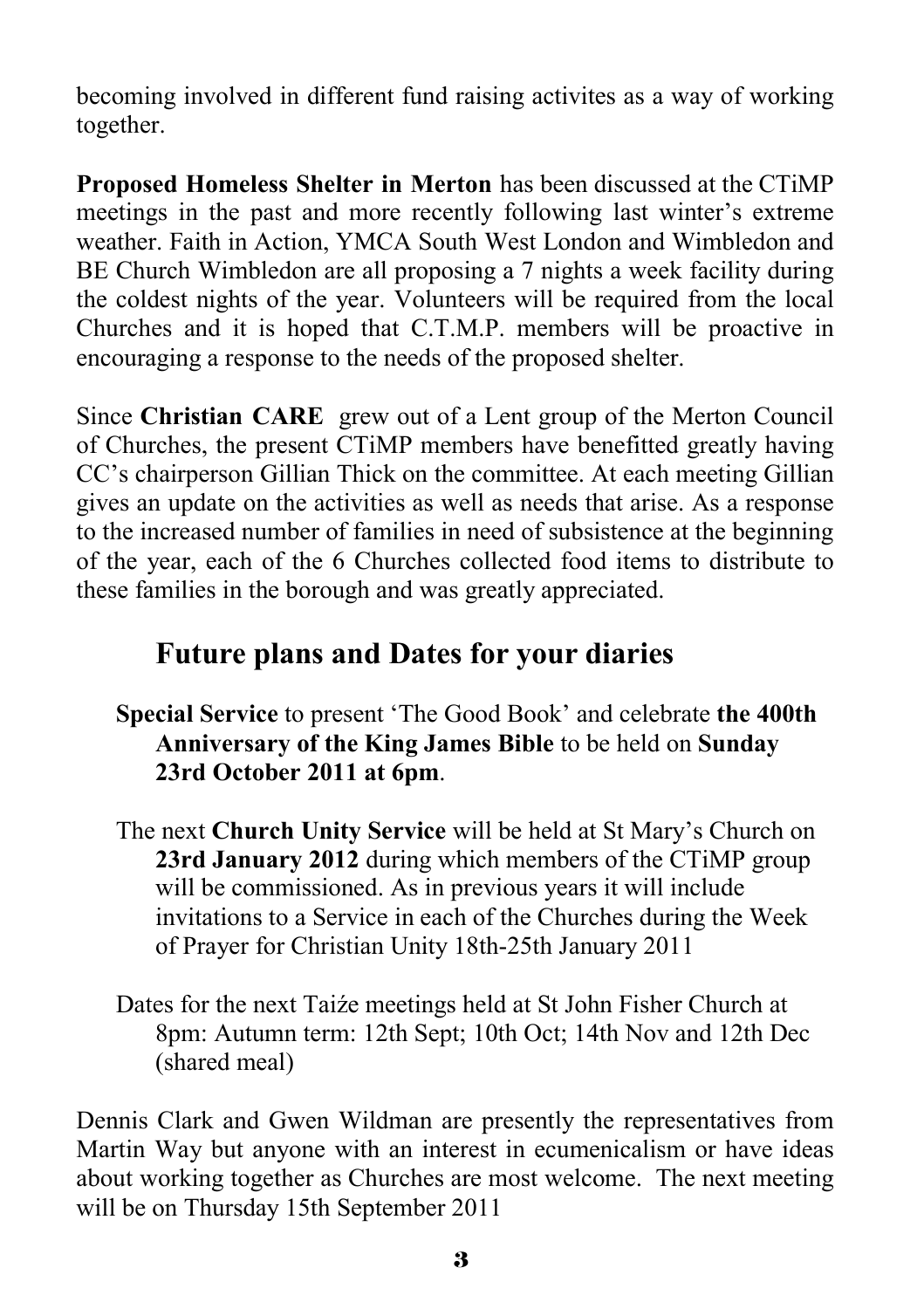becoming involved in different fund raising activites as a way of working together.

**Proposed Homeless Shelter in Merton** has been discussed at the CTiMP meetings in the past and more recently following last winter's extreme weather. Faith in Action, YMCA South West London and Wimbledon and BE Church Wimbledon are all proposing a 7 nights a week facility during the coldest nights of the year. Volunteers will be required from the local Churches and it is hoped that C.T.M.P. members will be proactive in encouraging a response to the needs of the proposed shelter.

Since **Christian CARE** grew out of a Lent group of the Merton Council of Churches, the present CTiMP members have benefitted greatly having CC's chairperson Gillian Thick on the committee. At each meeting Gillian gives an update on the activities as well as needs that arise. As a response to the increased number of families in need of subsistence at the beginning of the year, each of the 6 Churches collected food items to distribute to these families in the borough and was greatly appreciated.

## Future plans and Dates for your diaries

**Special Service** to present 'The Good Book' and celebrate **the 400th Anniversary of the King James Bible** to be held on **Sunday 23rd October 2011 at 6pm**.

The next **Church Unity Service** will be held at St Mary's Church on **23rd January 2012** during which members of the CTiMP group will be commissioned. As in previous years it will include invitations to a Service in each of the Churches during the Week of Prayer for Christian Unity 18th-25th January 2011

Dates for the next Taiźe meetings held at St John Fisher Church at 8pm: Autumn term: 12th Sept; 10th Oct; 14th Nov and 12th Dec (shared meal)

Dennis Clark and Gwen Wildman are presently the representatives from Martin Way but anyone with an interest in ecumenicalism or have ideas about working together as Churches are most welcome. The next meeting will be on Thursday 15th September 2011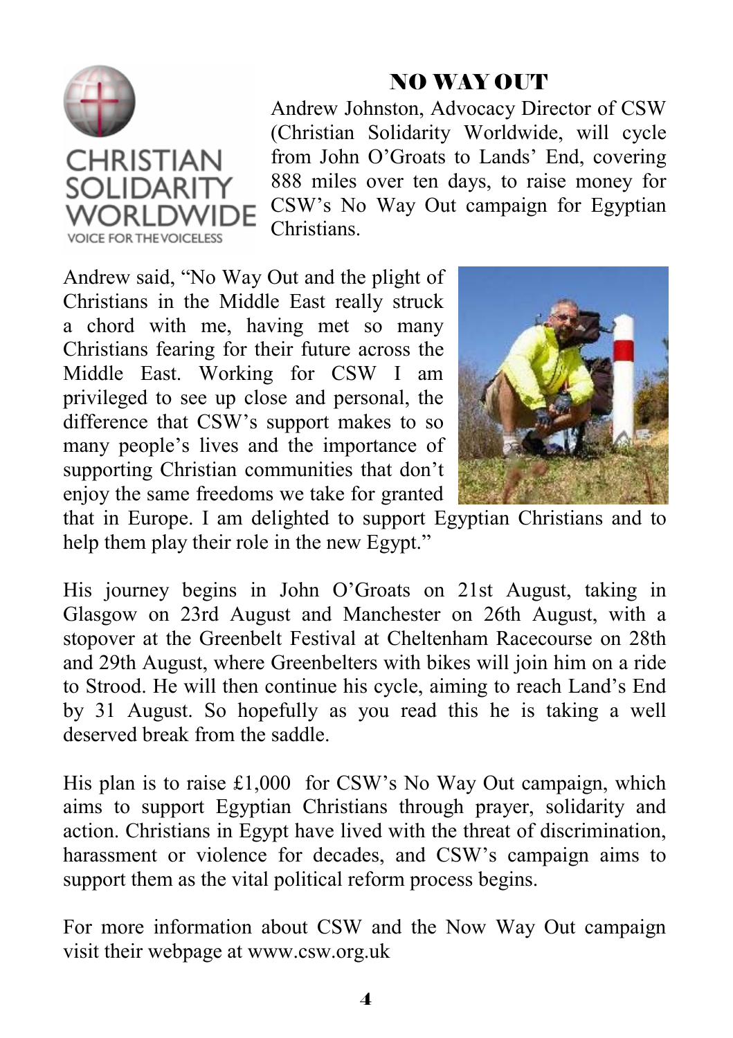CHRISTIAN SOLIDARITY WORLDWIDE

VOICE FOR THE VOICELESS

# NO WAY OUT

Andrew Johnston, Advocacy Director of CSW (Christian Solidarity Worldwide, will cycle from John O'Groats to Lands' End, covering 888 miles over ten days, to raise money for CSW's No Way Out campaign for Egyptian Christians.

Andrew said, "No Way Out and the plight of Christians in the Middle East really struck a chord with me, having met so many Christians fearing for their future across the Middle East. Working for CSW I am privileged to see up close and personal, the difference that CSW's support makes to so many people's lives and the importance of supporting Christian communities that don't enjoy the same freedoms we take for granted that in Europe. I am delighted to support Egyptian Christians and to help them play their role in the new Egypt."

His journey begins in John O'Groats on 21st August, taking in Glasgow on 23rd August and Manchester on 26th August, with a stopover at the Greenbelt Festival at Cheltenham Racecourse on 28th and 29th August, where Greenbelters with bikes will join him on a ride to Strood. He will then continue his cycle, aiming to reach Land's End by 31 August. So hopefully as you read this he is taking a well deserved break from the saddle.

His plan is to raise £1,000 for CSW's No Way Out campaign, which aims to support Egyptian Christians through prayer, solidarity and action. Christians in Egypt have lived with the threat of discrimination, harassment or violence for decades, and CSW's campaign aims to support them as the vital political reform process begins.

For more information about CSW and the Now Way Out campaign visit their webpage at www.csw.org.uk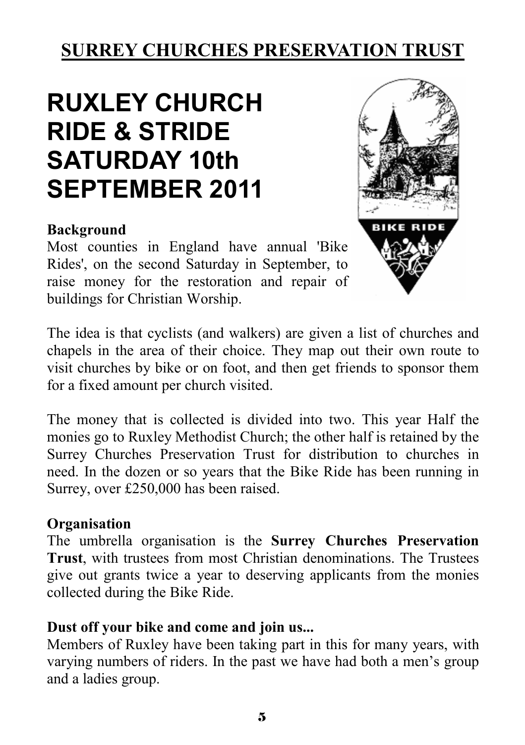## SURREY CHURCHES PRESERVATION TRUST

# RUXLEY CHURCH RIDE & STRIDE SATURDAY 10th SEPTEMBER 2011

**Background**

Most counties in England have annual 'Bike Rides', on the second Saturday in September, to raise money for the restoration and repair of buildings for Christian Worship.

The idea is that cyclists (and walkers) are given a list of churches and chapels in the area of their choice. They map out their own route to visit churches by bike or on foot, and then get friends to sponsor them for a fixed amount per church visited.

The money that is collected is divided into two. This year Half the monies go to Ruxley Methodist Church; the other half is retained by the Surrey Churches Preservation Trust for distribution to churches in need. In the dozen or so years that the Bike Ride has been running in Surrey, over £250,000 has been raised.

**Organisation**

The umbrella organisation is the **Surrey Churches Preservation Trust**, with trustees from most Christian denominations. The Trustees give out grants twice a year to deserving applicants from the monies collected during the Bike Ride.

**Dust off your bike and come and join us...**

Members of Ruxley have been taking part in this for many years, with varying numbers of riders. In the past we have had both a men's group and a ladies group.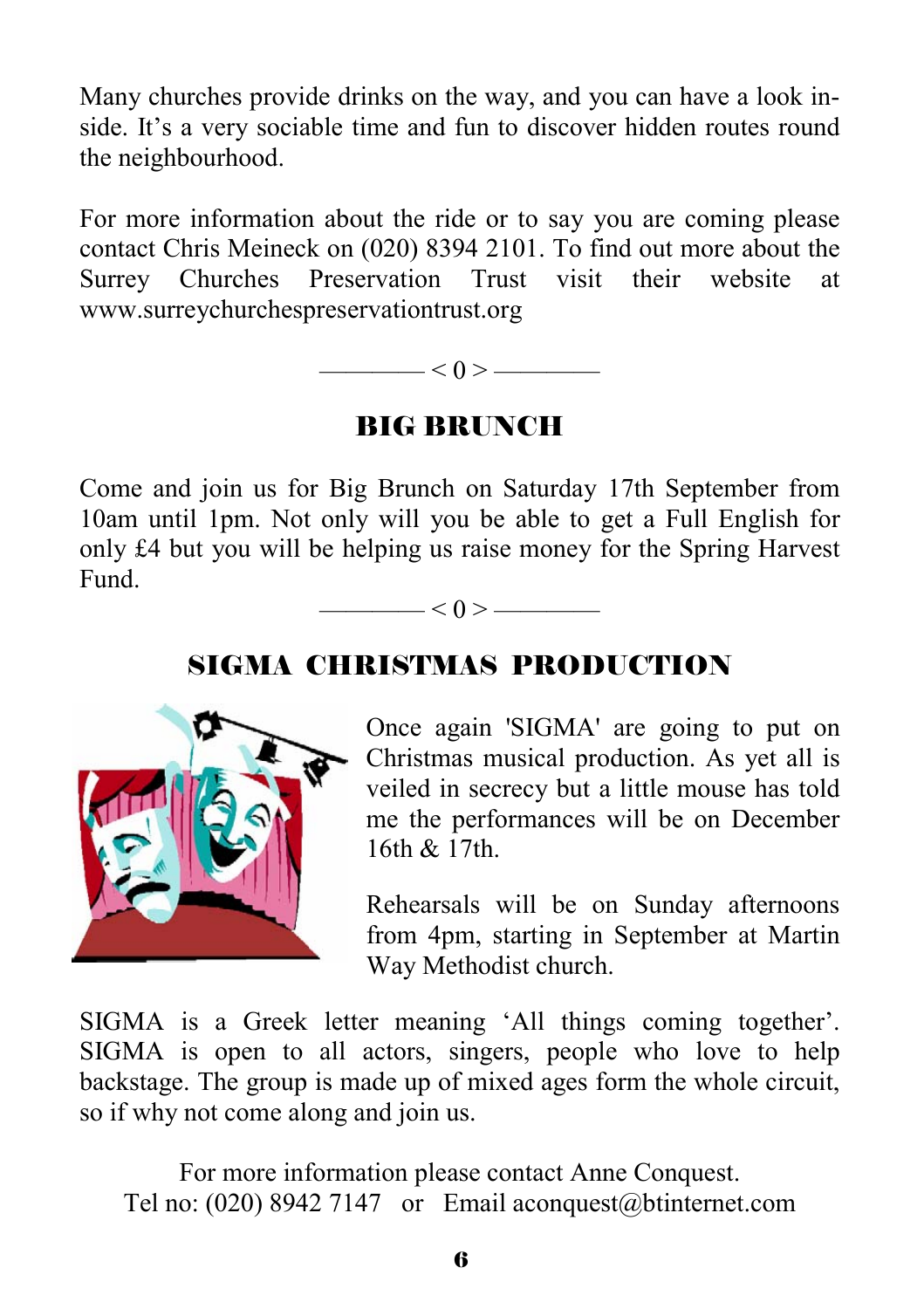Many churches provide drinks on the way, and you can have a look inside. It's a very sociable time and fun to discover hidden routes round the neighbourhood.

For more information about the ride or to say you are coming please contact Chris Meineck on (020) 8394 2101. To find out more about the Surrey Churches Preservation Trust visit their website at www.surreychurchespreservationtrust.org

———— < 0 > ————

## BIG BRUNCH

Come and join us for Big Brunch on Saturday 17th September from 10am until 1pm. Not only will you be able to get a Full English for only £4 but you will be helping us raise money for the Spring Harvest Fund.

———— < 0 > ————

## SIGMA CHRISTMAS PRODUCTION

Once again 'SIGMA' are going to put on Christmas musical production. As yet all is veiled in secrecy but a little mouse has told me the performances will be on December 16th & 17th.

Rehearsals will be on Sunday afternoons from 4pm, starting in September at Martin Way Methodist church.

SIGMA is a Greek letter meaning 'All things coming together'. SIGMA is open to all actors, singers, people who love to help backstage. The group is made up of mixed ages form the whole circuit, so if why not come along and join us.

For more information please contact Anne Conquest.
Tel no: (020) 8942 7147 or Email aconquest@btinternet.com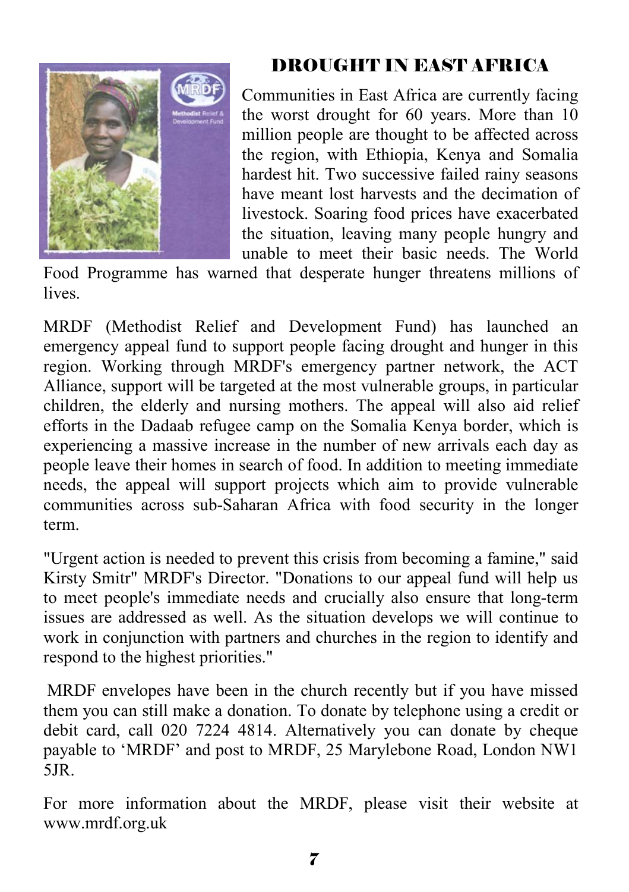## DROUGHT IN EAST AFRICA

Communities in East Africa are currently facing the worst drought for 60 years. More than 10 million people are thought to be affected across the region, with Ethiopia, Kenya and Somalia hardest hit. Two successive failed rainy seasons have meant lost harvests and the decimation of livestock. Soaring food prices have exacerbated the situation, leaving many people hungry and unable to meet their basic needs. The World Food Programme has warned that desperate hunger threatens millions of lives.

MRDF (Methodist Relief and Development Fund) has launched an emergency appeal fund to support people facing drought and hunger in this region. Working through MRDF's emergency partner network, the ACT Alliance, support will be targeted at the most vulnerable groups, in particular children, the elderly and nursing mothers. The appeal will also aid relief efforts in the Dadaab refugee camp on the Somalia Kenya border, which is experiencing a massive increase in the number of new arrivals each day as people leave their homes in search of food. In addition to meeting immediate needs, the appeal will support projects which aim to provide vulnerable communities across sub-Saharan Africa with food security in the longer term.

"Urgent action is needed to prevent this crisis from becoming a famine," said Kirsty Smitr" MRDF's Director. "Donations to our appeal fund will help us to meet people's immediate needs and crucially also ensure that long-term issues are addressed as well. As the situation develops we will continue to work in conjunction with partners and churches in the region to identify and respond to the highest priorities."

MRDF envelopes have been in the church recently but if you have missed them you can still make a donation. To donate by telephone using a credit or debit card, call 020 7224 4814. Alternatively you can donate by cheque payable to 'MRDF' and post to MRDF, 25 Marylebone Road, London NW1 5JR.

For more information about the MRDF, please visit their website at www.mrdf.org.uk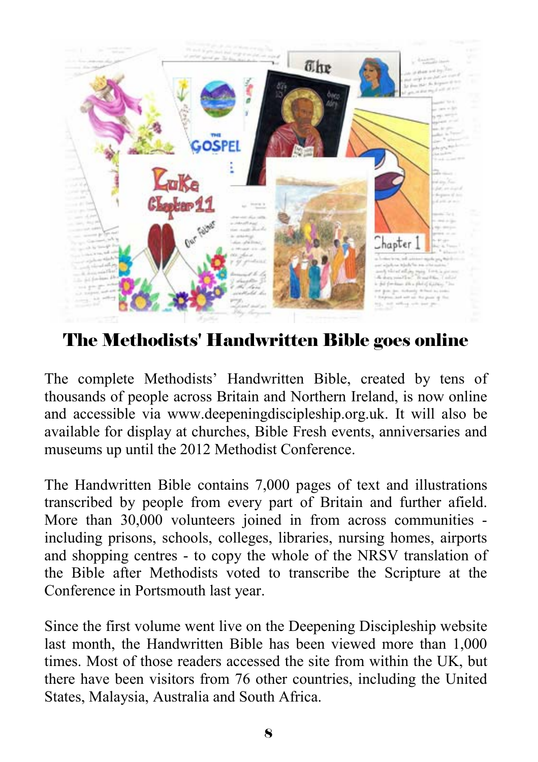# The Methodists' Handwritten Bible goes online

The complete Methodists' Handwritten Bible, created by tens of thousands of people across Britain and Northern Ireland, is now online and accessible via www.deepeningdiscipleship.org.uk. It will also be available for display at churches, Bible Fresh events, anniversaries and museums up until the 2012 Methodist Conference.

The Handwritten Bible contains 7,000 pages of text and illustrations transcribed by people from every part of Britain and further afield. More than 30,000 volunteers joined in from across communities - including prisons, schools, colleges, libraries, nursing homes, airports and shopping centres - to copy the whole of the NRSV translation of the Bible after Methodists voted to transcribe the Scripture at the Conference in Portsmouth last year.

Since the first volume went live on the Deepening Discipleship website last month, the Handwritten Bible has been viewed more than 1,000 times. Most of those readers accessed the site from within the UK, but there have been visitors from 76 other countries, including the United States, Malaysia, Australia and South Africa.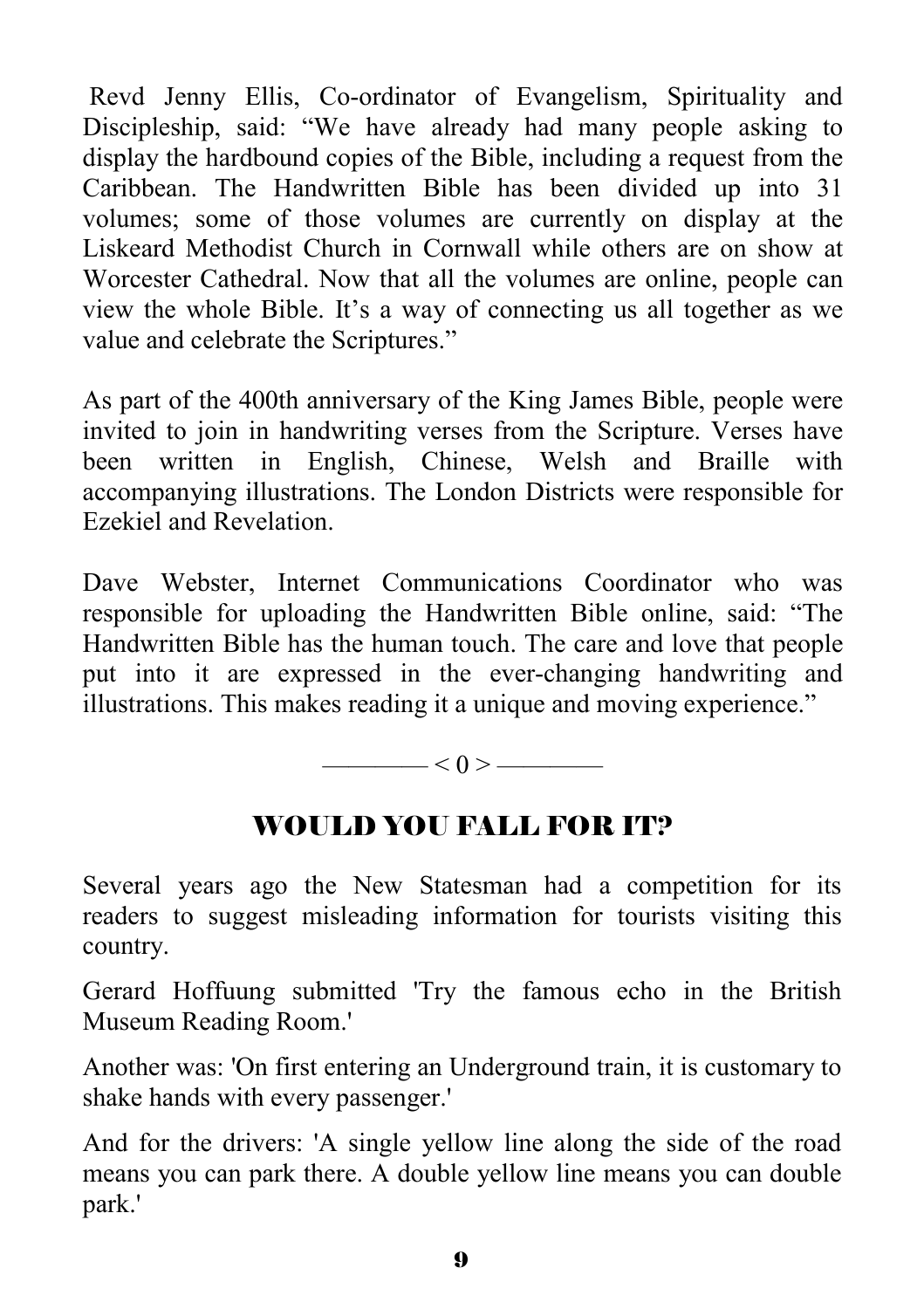Revd Jenny Ellis, Co-ordinator of Evangelism, Spirituality and Discipleship, said: “We have already had many people asking to display the hardbound copies of the Bible, including a request from the Caribbean. The Handwritten Bible has been divided up into 31 volumes; some of those volumes are currently on display at the Liskeard Methodist Church in Cornwall while others are on show at Worcester Cathedral. Now that all the volumes are online, people can view the whole Bible. It’s a way of connecting us all together as we value and celebrate the Scriptures.”

As part of the 400th anniversary of the King James Bible, people were invited to join in handwriting verses from the Scripture. Verses have been written in English, Chinese, Welsh and Braille with accompanying illustrations. The London Districts were responsible for Ezekiel and Revelation.

Dave Webster, Internet Communications Coordinator who was responsible for uploading the Handwritten Bible online, said: “The Handwritten Bible has the human touch. The care and love that people put into it are expressed in the ever-changing handwriting and illustrations. This makes reading it a unique and moving experience.”

———— < 0 > ————

## WOULD YOU FALL FOR IT?

Several years ago the New Statesman had a competition for its readers to suggest misleading information for tourists visiting this country.

Gerard Hoffuung submitted 'Try the famous echo in the British Museum Reading Room.'

Another was: 'On first entering an Underground train, it is customary to shake hands with every passenger.'

And for the drivers: 'A single yellow line along the side of the road means you can park there. A double yellow line means you can double park.'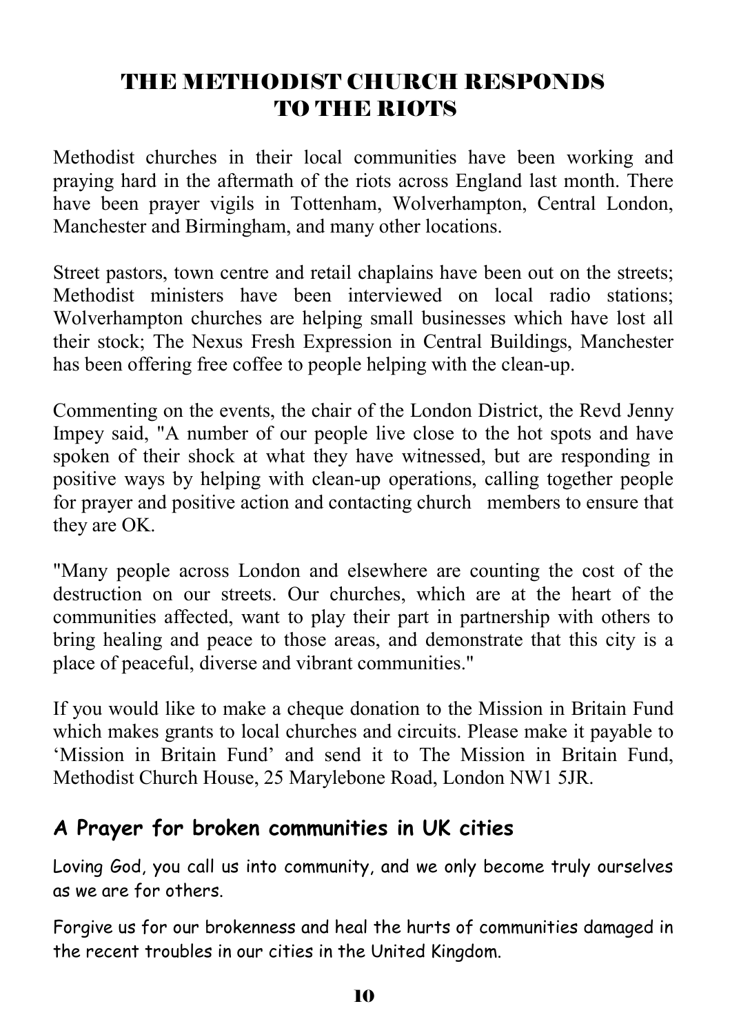# THE METHODIST CHURCH RESPONDS TO THE RIOTS

Methodist churches in their local communities have been working and praying hard in the aftermath of the riots across England last month. There have been prayer vigils in Tottenham, Wolverhampton, Central London, Manchester and Birmingham, and many other locations.

Street pastors, town centre and retail chaplains have been out on the streets; Methodist ministers have been interviewed on local radio stations; Wolverhampton churches are helping small businesses which have lost all their stock; The Nexus Fresh Expression in Central Buildings, Manchester has been offering free coffee to people helping with the clean-up.

Commenting on the events, the chair of the London District, the Revd Jenny Impey said, "A number of our people live close to the hot spots and have spoken of their shock at what they have witnessed, but are responding in positive ways by helping with clean-up operations, calling together people for prayer and positive action and contacting church members to ensure that they are OK.

"Many people across London and elsewhere are counting the cost of the destruction on our streets. Our churches, which are at the heart of the communities affected, want to play their part in partnership with others to bring healing and peace to those areas, and demonstrate that this city is a place of peaceful, diverse and vibrant communities."

If you would like to make a cheque donation to the Mission in Britain Fund which makes grants to local churches and circuits. Please make it payable to 'Mission in Britain Fund' and send it to The Mission in Britain Fund, Methodist Church House, 25 Marylebone Road, London NW1 5JR.

## A Prayer for broken communities in UK cities

Loving God, you call us into community, and we only become truly ourselves as we are for others.

Forgive us for our brokenness and heal the hurts of communities damaged in the recent troubles in our cities in the United Kingdom.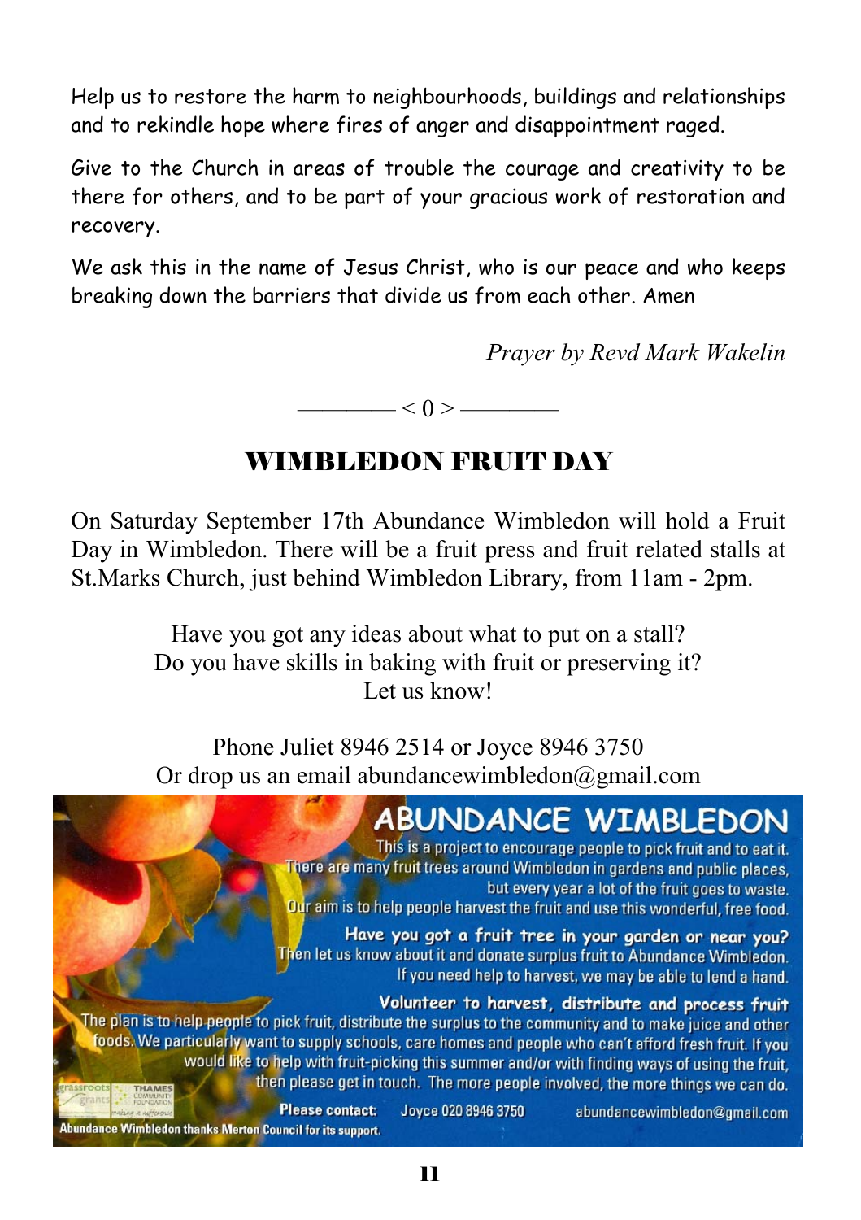Help us to restore the harm to neighbourhoods, buildings and relationships and to rekindle hope where fires of anger and disappointment raged.

Give to the Church in areas of trouble the courage and creativity to be there for others, and to be part of your gracious work of restoration and recovery.

We ask this in the name of Jesus Christ, who is our peace and who keeps breaking down the barriers that divide us from each other. Amen

*Prayer by Revd Mark Wakelin*

———— < 0 > ————

## WIMBLEDON FRUIT DAY

On Saturday September 17th Abundance Wimbledon will hold a Fruit Day in Wimbledon. There will be a fruit press and fruit related stalls at St.Marks Church, just behind Wimbledon Library, from 11am - 2pm.

Have you got any ideas about what to put on a stall?
Do you have skills in baking with fruit or preserving it?
Let us know!

Phone Juliet 8946 2514 or Joyce 8946 3750
Or drop us an email abundancewimbledon@gmail.com

## ABUNDANCE WIMBLEDON

This is a project to encourage people to pick fruit and to eat it. There are many fruit trees around Wimbledon in gardens and public places, but every year a lot of the fruit goes to waste. Our aim is to help people harvest the fruit and use this wonderful, free food.

**Have you got a fruit tree in your garden or near you?**
Then let us know about it and donate surplus fruit to Abundance Wimbledon. If you need help to harvest, we may be able to lend a hand.

**Volunteer to harvest, distribute and process fruit**
The plan is to help people to pick fruit, distribute the surplus to the community and to make juice and other foods. We particularly want to supply schools, care homes and people who can't afford fresh fruit. If you would like to help with fruit-picking this summer and/or with finding ways of using the fruit, then please get in touch. The more people involved, the more things we can do.

**Please contact:** Joyce 020 8946 3750 abundancewimbledon@gmail.com

Abundance Wimbledon thanks Merton Council for its support.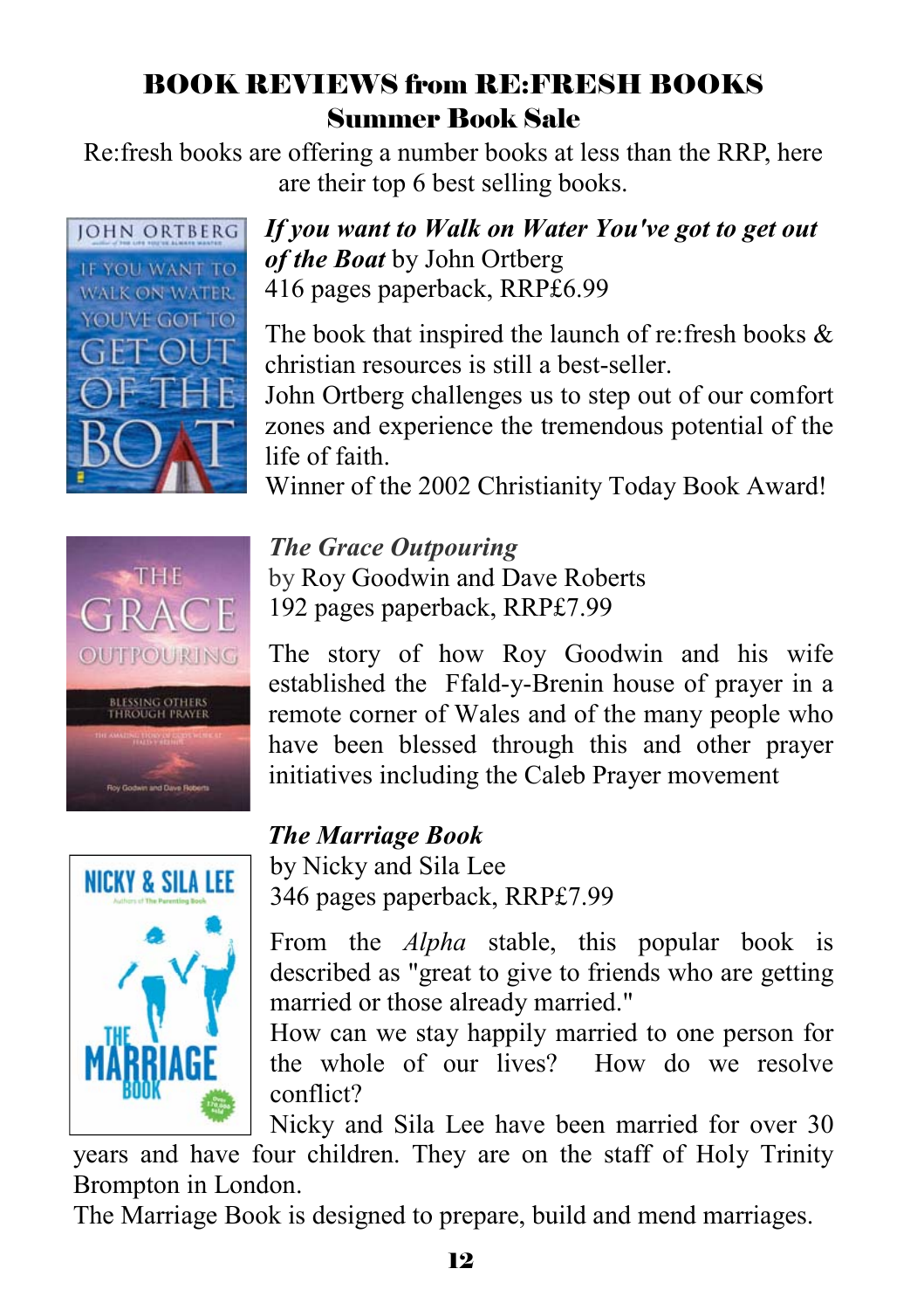# BOOK REVIEWS from RE:FRESH BOOKS

## Summer Book Sale

Re:fresh books are offering a number books at less than the RRP, here are their top 6 best selling books.

***If you want to Walk on Water You've got to get out of the Boat*** by John Ortberg
416 pages paperback, RRP£6.99

The book that inspired the launch of re:fresh books & christian resources is still a best-seller.
John Ortberg challenges us to step out of our comfort zones and experience the tremendous potential of the life of faith.
Winner of the 2002 Christianity Today Book Award!

***The Grace Outpouring***
by Roy Goodwin and Dave Roberts
192 pages paperback, RRP£7.99

The story of how Roy Goodwin and his wife established the Ffald-y-Brenin house of prayer in a remote corner of Wales and of the many people who have been blessed through this and other prayer initiatives including the Caleb Prayer movement

***The Marriage Book***
by Nicky and Sila Lee
346 pages paperback, RRP£7.99

From the *Alpha* stable, this popular book is described as "great to give to friends who are getting married or those already married."
How can we stay happily married to one person for the whole of our lives? How do we resolve conflict?
Nicky and Sila Lee have been married for over 30 years and have four children. They are on the staff of Holy Trinity Brompton in London.
The Marriage Book is designed to prepare, build and mend marriages.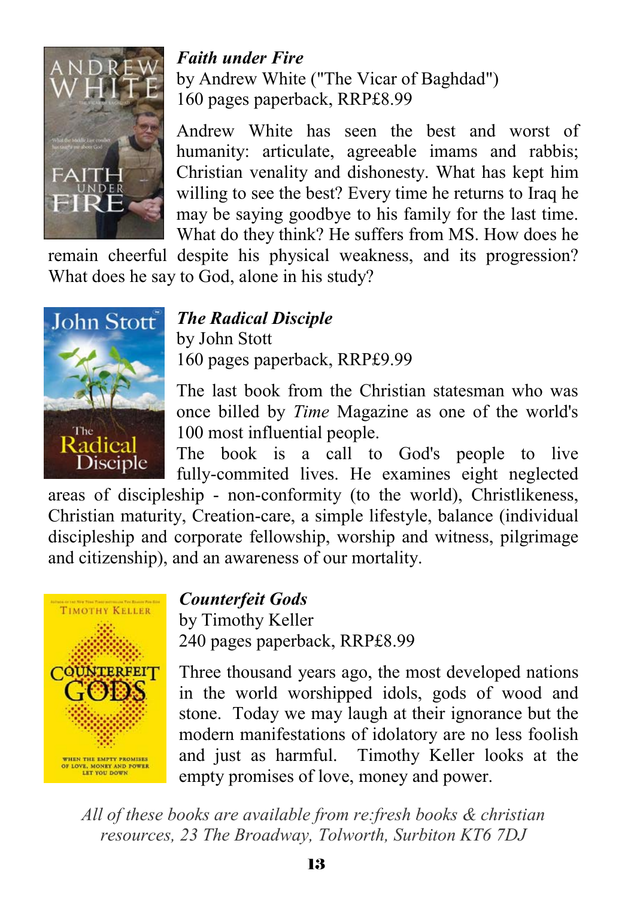***Faith under Fire***
by Andrew White ("The Vicar of Baghdad")
160 pages paperback, RRP£8.99

Andrew White has seen the best and worst of humanity: articulate, agreeable imams and rabbis; Christian venality and dishonesty. What has kept him willing to see the best? Every time he returns to Iraq he may be saying goodbye to his family for the last time. What do they think? He suffers from MS. How does he remain cheerful despite his physical weakness, and its progression? What does he say to God, alone in his study?

***The Radical Disciple***
by John Stott
160 pages paperback, RRP£9.99

The last book from the Christian statesman who was once billed by *Time* Magazine as one of the world's 100 most influential people.
The book is a call to God's people to live fully-commited lives. He examines eight neglected areas of discipleship - non-conformity (to the world), Christlikeness, Christian maturity, Creation-care, a simple lifestyle, balance (individual discipleship and corporate fellowship, worship and witness, pilgrimage and citizenship), and an awareness of our mortality.

***Counterfeit Gods***
by Timothy Keller
240 pages paperback, RRP£8.99

Three thousand years ago, the most developed nations in the world worshipped idols, gods of wood and stone. Today we may laugh at their ignorance but the modern manifestations of idolatory are no less foolish and just as harmful. Timothy Keller looks at the empty promises of love, money and power.

*All of these books are available from re:fresh books & christian resources, 23 The Broadway, Tolworth, Surbiton KT6 7DJ*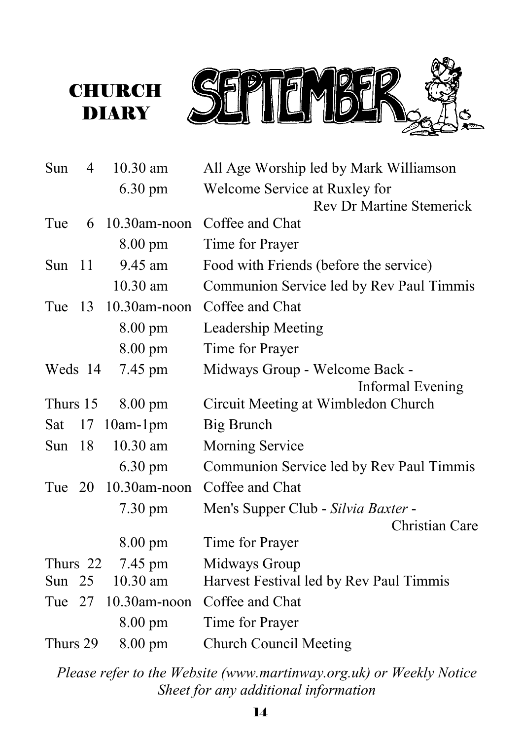# CHURCH DIARY

# SEPTEMBER

| Day | Time | Event |
|---|---|---|
| Sun 4 | 10.30 am | All Age Worship led by Mark Williamson |
| | 6.30 pm | Welcome Service at Ruxley for Rev Dr Martine Stemerick |
| Tue 6 | 10.30am-noon | Coffee and Chat |
| | 8.00 pm | Time for Prayer |
| Sun 11 | 9.45 am | Food with Friends (before the service) |
| | 10.30 am | Communion Service led by Rev Paul Timmis |
| Tue 13 | 10.30am-noon | Coffee and Chat |
| | 8.00 pm | Leadership Meeting |
| | 8.00 pm | Time for Prayer |
| Weds 14 | 7.45 pm | Midways Group - Welcome Back - Informal Evening |
| Thurs 15 | 8.00 pm | Circuit Meeting at Wimbledon Church |
| Sat 17 | 10am-1pm | Big Brunch |
| Sun 18 | 10.30 am | Morning Service |
| | 6.30 pm | Communion Service led by Rev Paul Timmis |
| Tue 20 | 10.30am-noon | Coffee and Chat |
| | 7.30 pm | Men's Supper Club - *Silvia Baxter* - Christian Care |
| | 8.00 pm | Time for Prayer |
| Thurs 22 | 7.45 pm | Midways Group |
| Sun 25 | 10.30 am | Harvest Festival led by Rev Paul Timmis |
| Tue 27 | 10.30am-noon | Coffee and Chat |
| | 8.00 pm | Time for Prayer |
| Thurs 29 | 8.00 pm | Church Council Meeting |

*Please refer to the Website (www.martinway.org.uk) or Weekly Notice Sheet for any additional information*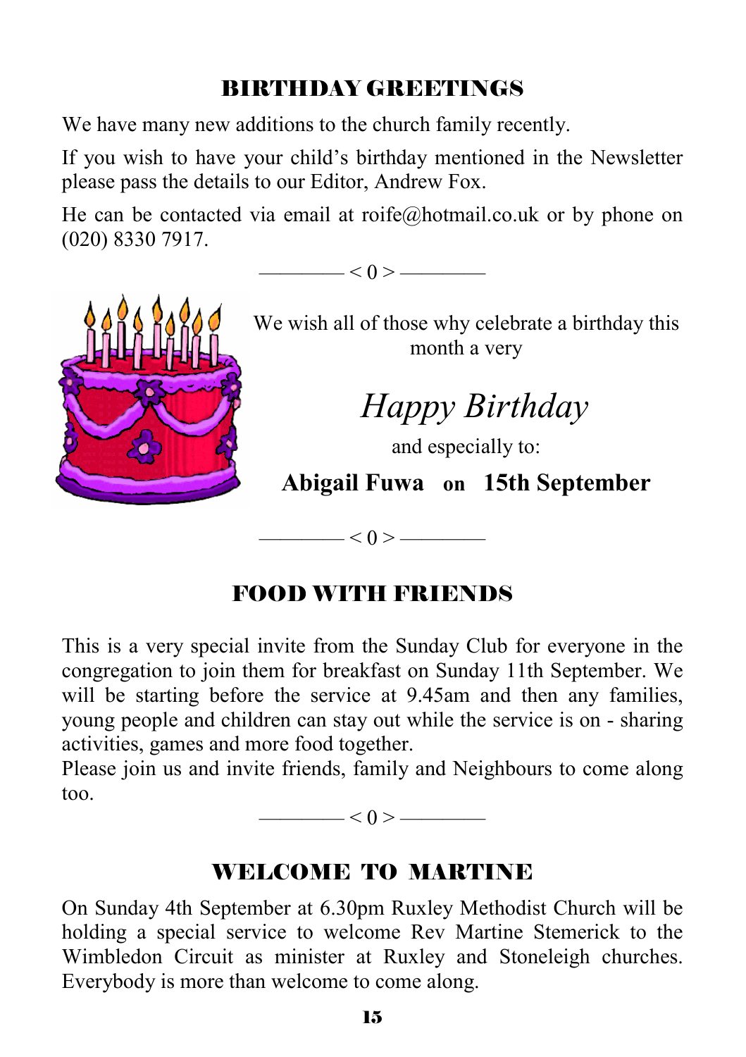## BIRTHDAY GREETINGS

We have many new additions to the church family recently.

If you wish to have your child's birthday mentioned in the Newsletter please pass the details to our Editor, Andrew Fox.

He can be contacted via email at roife@hotmail.co.uk or by phone on (020) 8330 7917.

———— < 0 > ————

We wish all of those why celebrate a birthday this month a very

*Happy Birthday*

and especially to:

**Abigail Fuwa on 15th September**

———— < 0 > ————

## FOOD WITH FRIENDS

This is a very special invite from the Sunday Club for everyone in the congregation to join them for breakfast on Sunday 11th September. We will be starting before the service at 9.45am and then any families, young people and children can stay out while the service is on - sharing activities, games and more food together.

Please join us and invite friends, family and Neighbours to come along too.

———— < 0 > ————

## WELCOME TO MARTINE

On Sunday 4th September at 6.30pm Ruxley Methodist Church will be holding a special service to welcome Rev Martine Stemerick to the Wimbledon Circuit as minister at Ruxley and Stoneleigh churches. Everybody is more than welcome to come along.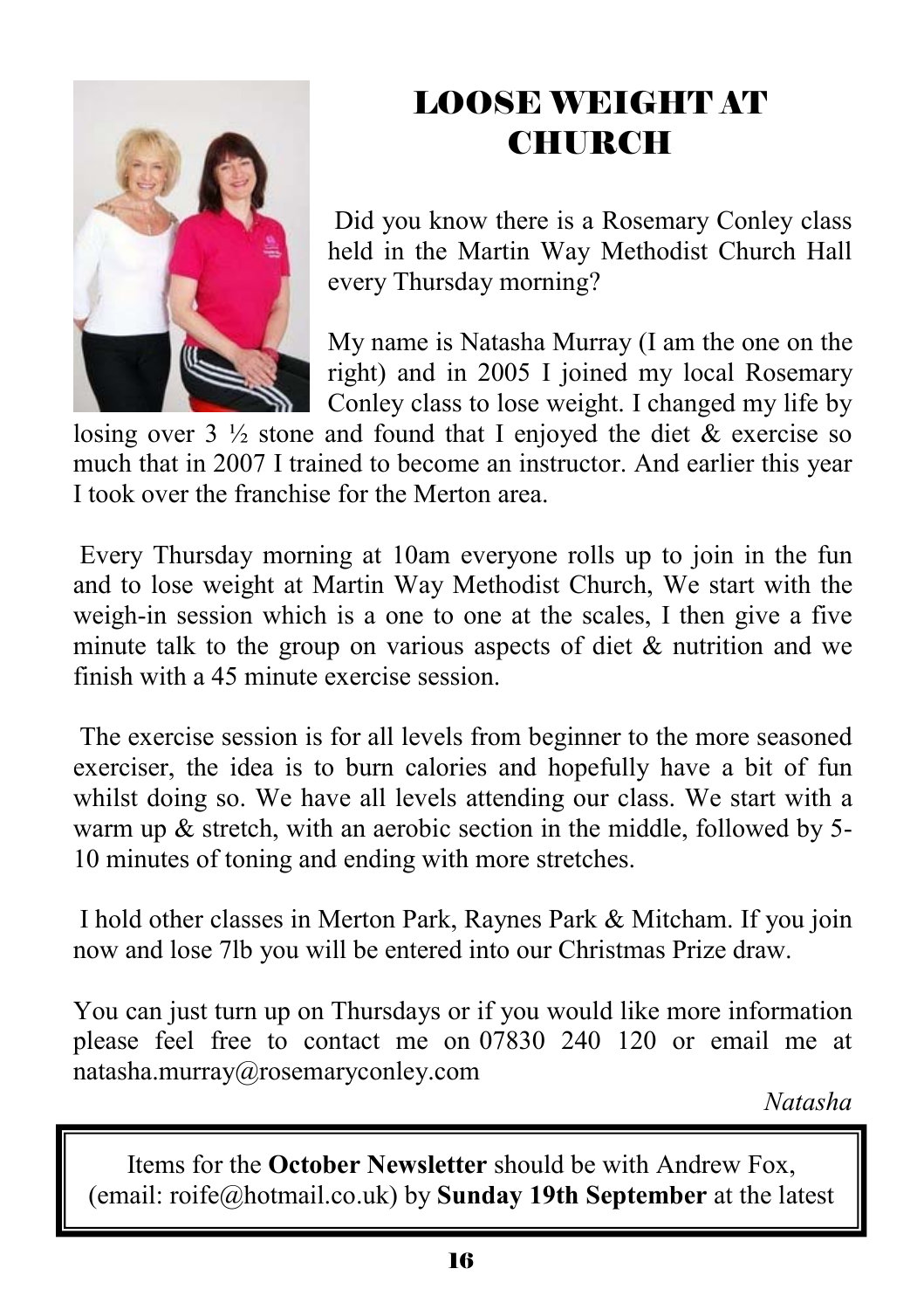# LOOSE WEIGHT AT CHURCH

Did you know there is a Rosemary Conley class held in the Martin Way Methodist Church Hall every Thursday morning?

My name is Natasha Murray (I am the one on the right) and in 2005 I joined my local Rosemary Conley class to lose weight. I changed my life by losing over 3 ½ stone and found that I enjoyed the diet & exercise so much that in 2007 I trained to become an instructor. And earlier this year I took over the franchise for the Merton area.

Every Thursday morning at 10am everyone rolls up to join in the fun and to lose weight at Martin Way Methodist Church, We start with the weigh-in session which is a one to one at the scales, I then give a five minute talk to the group on various aspects of diet & nutrition and we finish with a 45 minute exercise session.

The exercise session is for all levels from beginner to the more seasoned exerciser, the idea is to burn calories and hopefully have a bit of fun whilst doing so. We have all levels attending our class. We start with a warm up & stretch, with an aerobic section in the middle, followed by 5-10 minutes of toning and ending with more stretches.

I hold other classes in Merton Park, Raynes Park & Mitcham. If you join now and lose 7lb you will be entered into our Christmas Prize draw.

You can just turn up on Thursdays or if you would like more information please feel free to contact me on 07830 240 120 or email me at natasha.murray@rosemaryconley.com

*Natasha*

Items for the **October Newsletter** should be with Andrew Fox, (email: roife@hotmail.co.uk) by **Sunday 19th September** at the latest